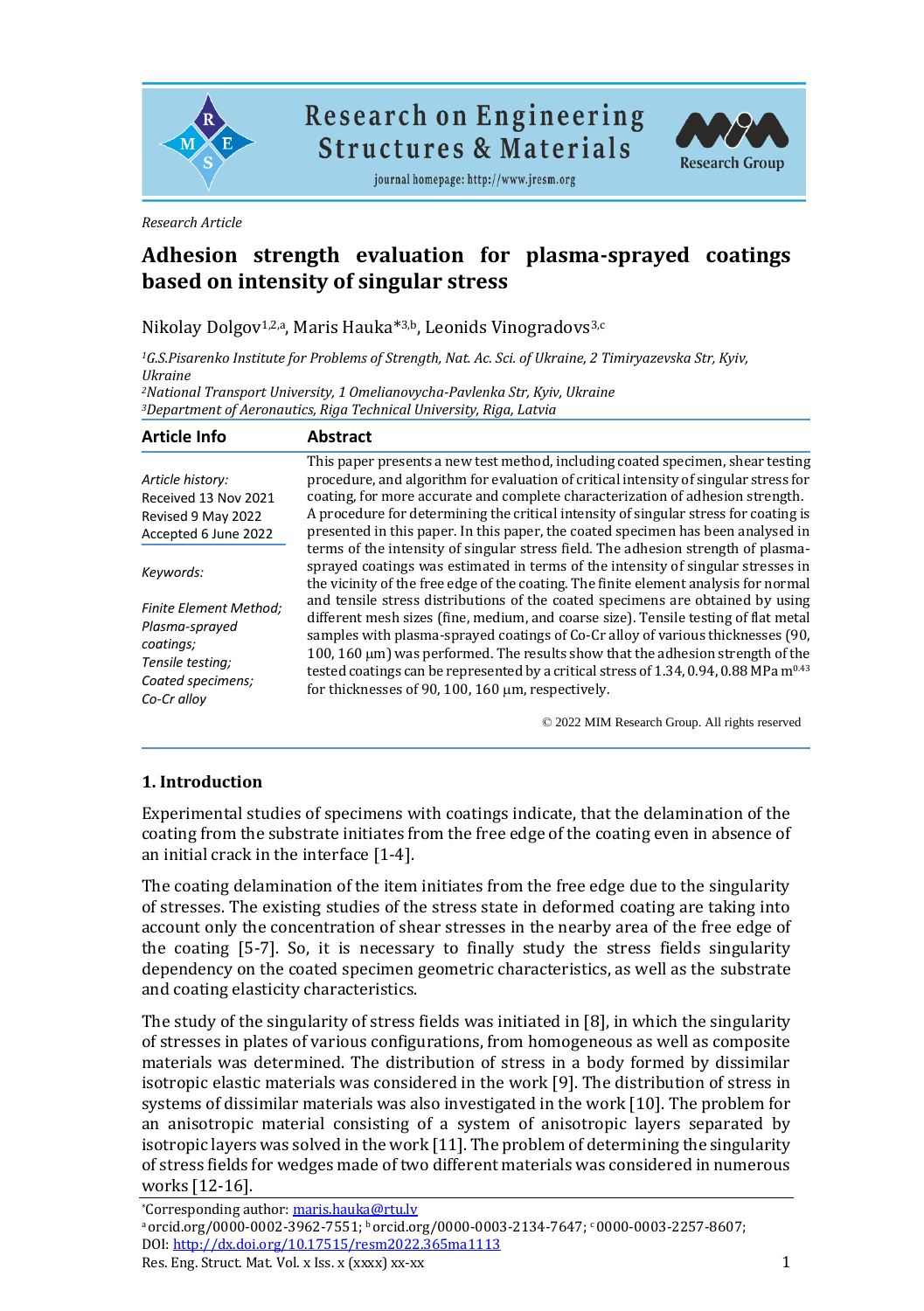*Research Article*

# Adhesion strength evaluation for plasma-sprayed coatings based on intensity of singular stress

Nikolay Dolgov[1,2,a], Maris Hauka*[3,b], Leonids Vinogradovs[3,c]

*[1]G.S.Pisarenko Institute for Problems of Strength, Nat. Ac. Sci. of Ukraine, 2 Timiryazevska Str, Kyiv, Ukraine*
*[2]National Transport University, 1 Omelianovycha-Pavlenka Str, Kyiv, Ukraine*
*[3]Department of Aeronautics, Riga Technical University, Riga, Latvia*

**Article Info**

*Article history:*
Received 13 Nov 2021
Revised 9 May 2022
Accepted 6 June 2022

*Keywords:*

*Finite Element Method; Plasma-sprayed coatings; Tensile testing; Coated specimens; Co-Cr alloy*

**Abstract**

This paper presents a new test method, including coated specimen, shear testing procedure, and algorithm for evaluation of critical intensity of singular stress for coating, for more accurate and complete characterization of adhesion strength. A procedure for determining the critical intensity of singular stress for coating is presented in this paper. In this paper, the coated specimen has been analysed in terms of the intensity of singular stress field. The adhesion strength of plasma-sprayed coatings was estimated in terms of the intensity of singular stresses in the vicinity of the free edge of the coating. The finite element analysis for normal and tensile stress distributions of the coated specimens are obtained by using different mesh sizes (fine, medium, and coarse size). Tensile testing of flat metal samples with plasma-sprayed coatings of Co-Cr alloy of various thicknesses (90, 100, 160 μm) was performed. The results show that the adhesion strength of the tested coatings can be represented by a critical stress of 1.34, 0.94, 0.88 MPa $m^{0.43}$ for thicknesses of 90, 100, 160 μm, respectively.

© 2022 MIM Research Group. All rights reserved

## 1. Introduction

Experimental studies of specimens with coatings indicate, that the delamination of the coating from the substrate initiates from the free edge of the coating even in absence of an initial crack in the interface [1-4].

The coating delamination of the item initiates from the free edge due to the singularity of stresses. The existing studies of the stress state in deformed coating are taking into account only the concentration of shear stresses in the nearby area of the free edge of the coating [5-7]. So, it is necessary to finally study the stress fields singularity dependency on the coated specimen geometric characteristics, as well as the substrate and coating elasticity characteristics.

The study of the singularity of stress fields was initiated in [8], in which the singularity of stresses in plates of various configurations, from homogeneous as well as composite materials was determined. The distribution of stress in a body formed by dissimilar isotropic elastic materials was considered in the work [9]. The distribution of stress in systems of dissimilar materials was also investigated in the work [10]. The problem for an anisotropic material consisting of a system of anisotropic layers separated by isotropic layers was solved in the work [11]. The problem of determining the singularity of stress fields for wedges made of two different materials was considered in numerous works [12-16].

*Corresponding author: maris.hauka@rtu.lv
[a] orcid.org/0000-0002-3962-7551; [b] orcid.org/0000-0003-2134-7647; [c] 0000-0003-2257-8607;
DOI: http://dx.doi.org/10.17515/resm2022.365ma1113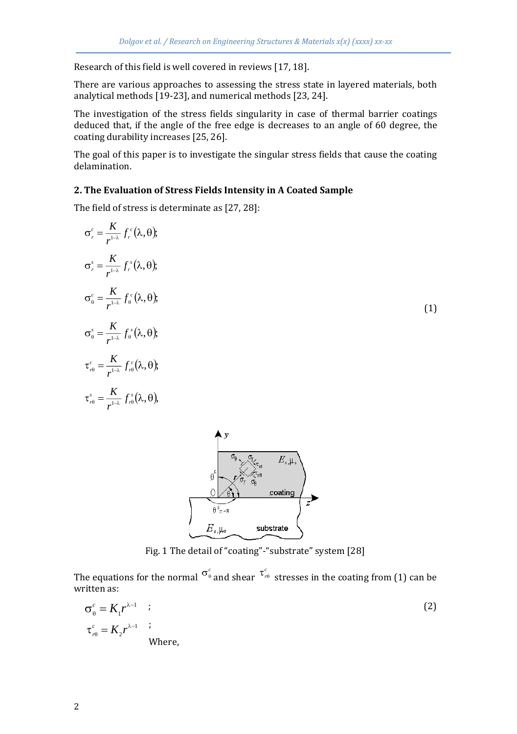Research of this field is well covered in reviews [17, 18].

There are various approaches to assessing the stress state in layered materials, both analytical methods [19-23], and numerical methods [23, 24].

The investigation of the stress fields singularity in case of thermal barrier coatings deduced that, if the angle of the free edge is decreases to an angle of 60 degree, the coating durability increases [25, 26].

The goal of this paper is to investigate the singular stress fields that cause the coating delamination.

## 2. The Evaluation of Stress Fields Intensity in A Coated Sample

The field of stress is determinate as [27, 28]:

$$
\begin{aligned}
\sigma_r^c &= \frac{K}{r^{1-\lambda}} f_r^c(\lambda,\theta); \\
\sigma_r^s &= \frac{K}{r^{1-\lambda}} f_r^s(\lambda,\theta); \\
\sigma_\theta^c &= \frac{K}{r^{1-\lambda}} f_\theta^c(\lambda,\theta); \\
\sigma_\theta^s &= \frac{K}{r^{1-\lambda}} f_\theta^s(\lambda,\theta); \\
\tau_{r\theta}^c &= \frac{K}{r^{1-\lambda}} f_{r\theta}^c(\lambda,\theta); \\
\tau_{r\theta}^s &= \frac{K}{r^{1-\lambda}} f_{r\theta}^s(\lambda,\theta),
\end{aligned}
\tag{1}
$$

Fig. 1 The detail of "coating"-"substrate" system [28]

The equations for the normal $\sigma_\theta^c$ and shear $\tau_{r\theta}^c$ stresses in the coating from (1) can be written as:

$$
\begin{aligned}
\sigma_\theta^c &= K_1 r^{\lambda-1} \quad ; \\
\tau_{r\theta}^c &= K_2 r^{\lambda-1} \quad ;
\end{aligned}
\tag{2}
$$

Where,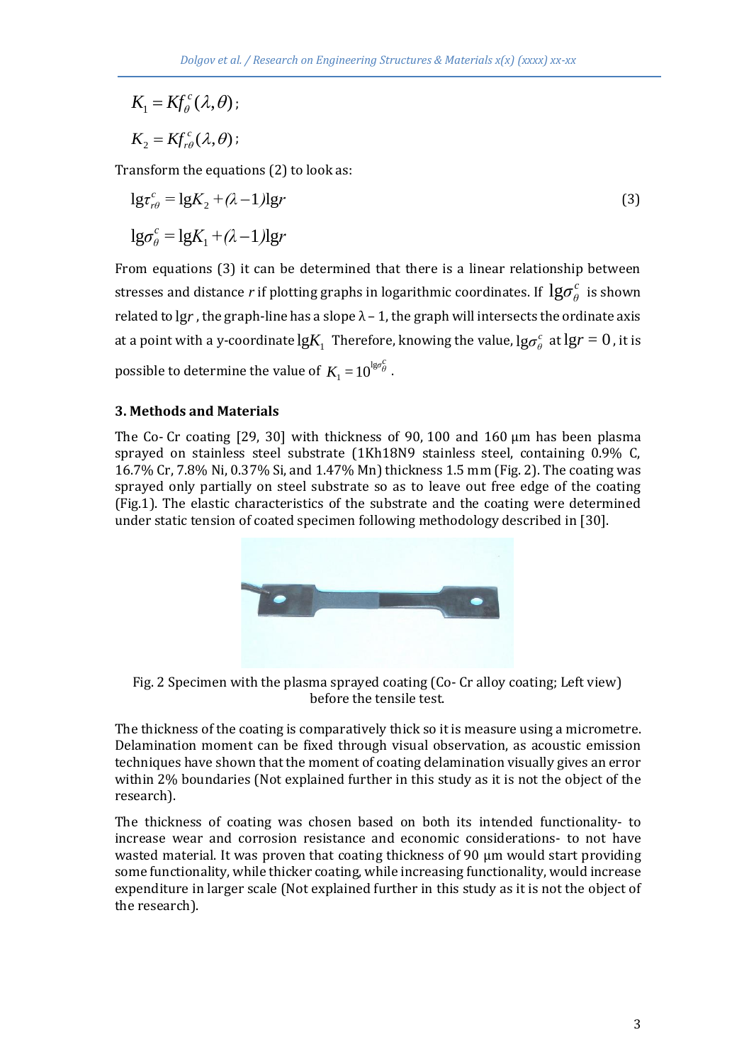$$K_1 = K f_{\theta}^{c}(\lambda, \theta);$$

$$K_2 = K f_{r\theta}^{c}(\lambda, \theta);$$

Transform the equations (2) to look as:

$$\lg\tau_{r\theta}^{c} = \lg K_2 + (\lambda - 1)\lg r \tag{3}$$

$$\lg\sigma_{\theta}^{c} = \lg K_1 + (\lambda - 1)\lg r$$

From equations (3) it can be determined that there is a linear relationship between stresses and distance $r$ if plotting graphs in logarithmic coordinates. If $\lg\sigma_{\theta}^{c}$ is shown related to $\lg r$, the graph-line has a slope $\lambda - 1$, the graph will intersects the ordinate axis at a point with a y-coordinate $\lg K_1$ Therefore, knowing the value, $\lg\sigma_{\theta}^{c}$ at $\lg r = 0$, it is possible to determine the value of $K_1 = 10^{\lg\sigma_{\theta}^{c}}$.

### 3. Methods and Materials

The Co- Cr coating [29, 30] with thickness of 90, 100 and 160 μm has been plasma sprayed on stainless steel substrate (1Kh18N9 stainless steel, containing 0.9% C, 16.7% Cr, 7.8% Ni, 0.37% Si, and 1.47% Mn) thickness 1.5 mm (Fig. 2). The coating was sprayed only partially on steel substrate so as to leave out free edge of the coating (Fig.1). The elastic characteristics of the substrate and the coating were determined under static tension of coated specimen following methodology described in [30].

Fig. 2 Specimen with the plasma sprayed coating (Co- Cr alloy coating; Left view) before the tensile test.

The thickness of the coating is comparatively thick so it is measure using a micrometre. Delamination moment can be fixed through visual observation, as acoustic emission techniques have shown that the moment of coating delamination visually gives an error within 2% boundaries (Not explained further in this study as it is not the object of the research).

The thickness of coating was chosen based on both its intended functionality- to increase wear and corrosion resistance and economic considerations- to not have wasted material. It was proven that coating thickness of 90 μm would start providing some functionality, while thicker coating, while increasing functionality, would increase expenditure in larger scale (Not explained further in this study as it is not the object of the research).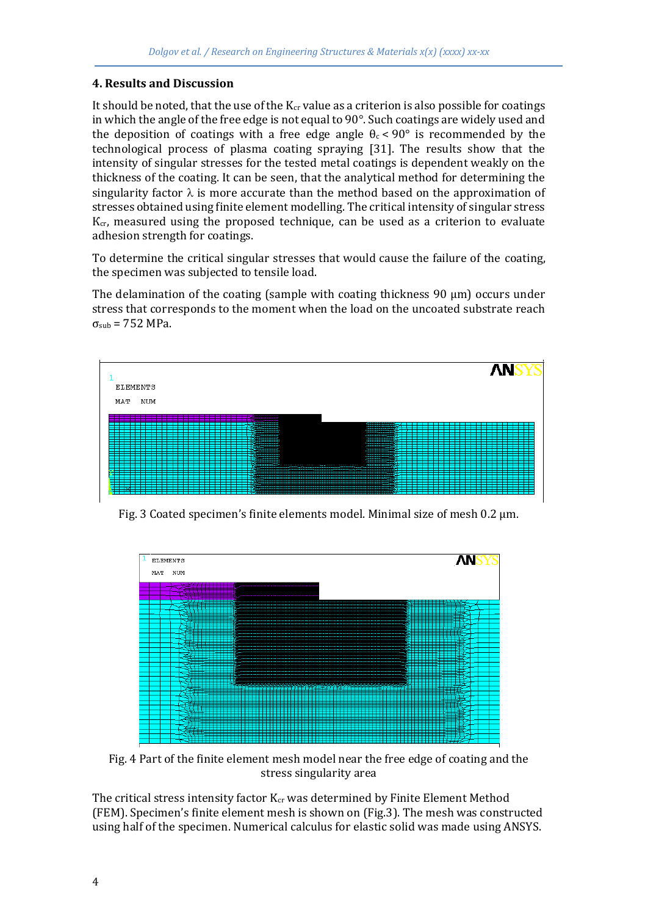## 4. Results and Discussion

It should be noted, that the use of the $K_{cr}$ value as a criterion is also possible for coatings in which the angle of the free edge is not equal to 90°. Such coatings are widely used and the deposition of coatings with a free edge angle $\theta_c < 90°$ is recommended by the technological process of plasma coating spraying [31]. The results show that the intensity of singular stresses for the tested metal coatings is dependent weakly on the thickness of the coating. It can be seen, that the analytical method for determining the singularity factor $\lambda$ is more accurate than the method based on the approximation of stresses obtained using finite element modelling. The critical intensity of singular stress $K_{cr}$, measured using the proposed technique, can be used as a criterion to evaluate adhesion strength for coatings.

To determine the critical singular stresses that would cause the failure of the coating, the specimen was subjected to tensile load.

The delamination of the coating (sample with coating thickness 90 μm) occurs under stress that corresponds to the moment when the load on the uncoated substrate reach $\sigma_{sub}$ = 752 MPa.

Fig. 3 Coated specimen's finite elements model. Minimal size of mesh 0.2 μm.

Fig. 4 Part of the finite element mesh model near the free edge of coating and the stress singularity area

The critical stress intensity factor $K_{cr}$ was determined by Finite Element Method (FEM). Specimen's finite element mesh is shown on (Fig.3). The mesh was constructed using half of the specimen. Numerical calculus for elastic solid was made using ANSYS.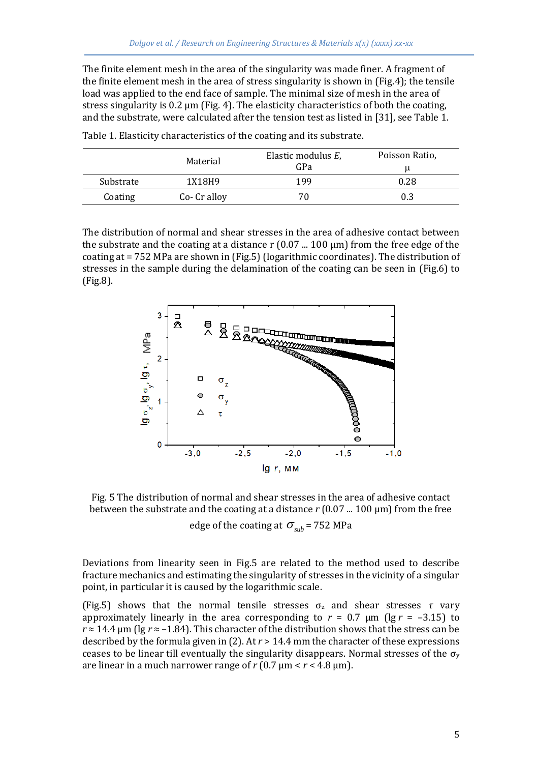The finite element mesh in the area of the singularity was made finer. A fragment of the finite element mesh in the area of stress singularity is shown in (Fig.4); the tensile load was applied to the end face of sample. The minimal size of mesh in the area of stress singularity is 0.2 μm (Fig. 4). The elasticity characteristics of both the coating, and the substrate, were calculated after the tension test as listed in [31], see Table 1.

Table 1. Elasticity characteristics of the coating and its substrate.

| | Material | Elastic modulus *E*, GPa | Poisson Ratio, μ |
|---|---|---|---|
| Substrate | 1X18H9 | 199 | 0.28 |
| Coating | Co- Cr alloy | 70 | 0.3 |

The distribution of normal and shear stresses in the area of adhesive contact between the substrate and the coating at a distance r (0.07 ... 100 μm) from the free edge of the coating at = 752 MPa are shown in (Fig.5) (logarithmic coordinates). The distribution of stresses in the sample during the delamination of the coating can be seen in (Fig.6) to (Fig.8).

Fig. 5 The distribution of normal and shear stresses in the area of adhesive contact between the substrate and the coating at a distance *r* (0.07 ... 100 μm) from the free edge of the coating at $\sigma_{sub}$ = 752 MPa

Deviations from linearity seen in Fig.5 are related to the method used to describe fracture mechanics and estimating the singularity of stresses in the vicinity of a singular point, in particular it is caused by the logarithmic scale.

(Fig.5) shows that the normal tensile stresses $\sigma_z$ and shear stresses $\tau$ vary approximately linearly in the area corresponding to $r$ = 0.7 μm (lg $r$ = –3.15) to $r \approx$ 14.4 μm (lg $r \approx$ –1.84). This character of the distribution shows that the stress can be described by the formula given in (2). At $r$ > 14.4 mm the character of these expressions ceases to be linear till eventually the singularity disappears. Normal stresses of the $\sigma_y$ are linear in a much narrower range of $r$ (0.7 μm < $r$ < 4.8 μm).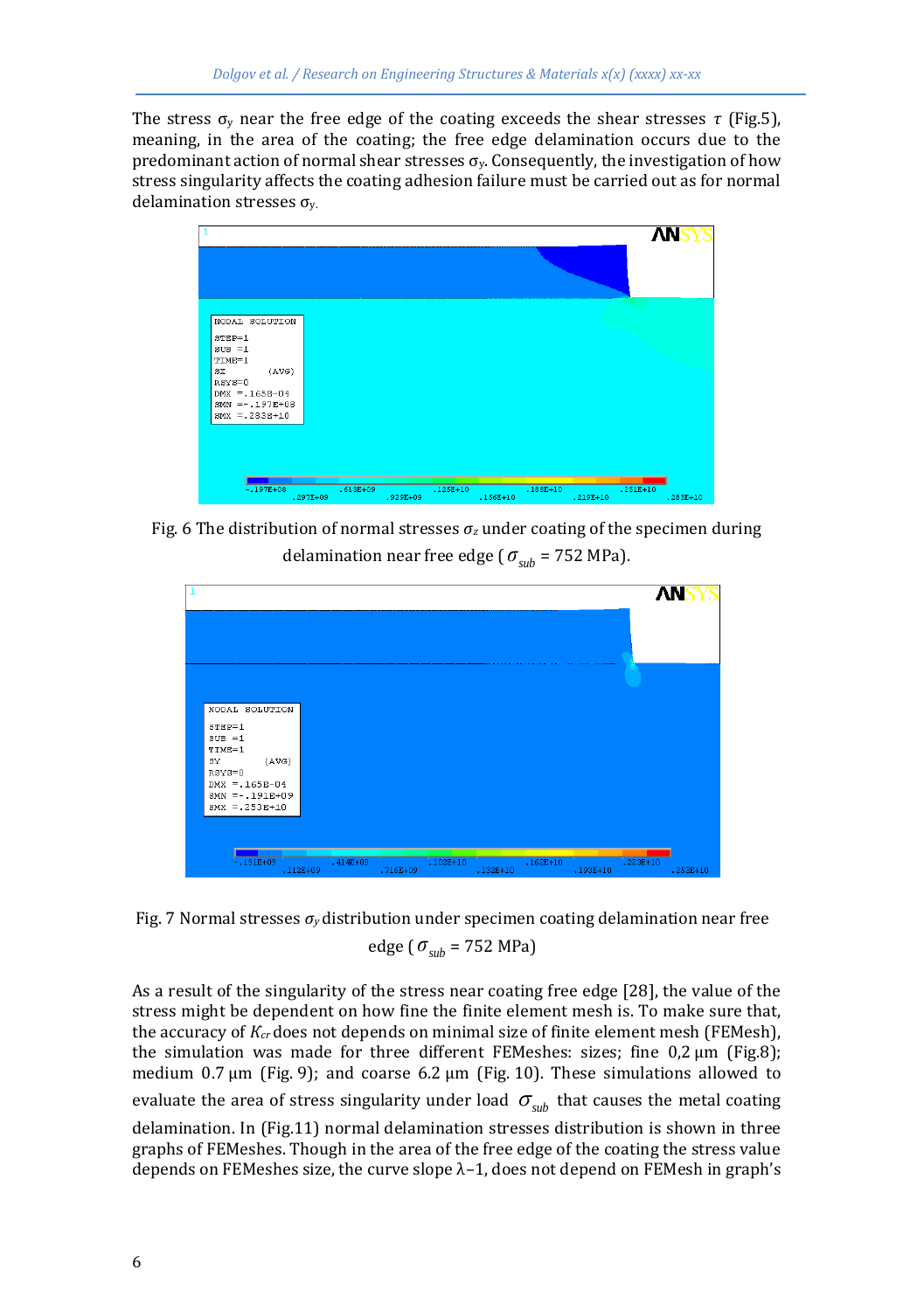The stress $\sigma_y$ near the free edge of the coating exceeds the shear stresses $\tau$ (Fig.5), meaning, in the area of the coating; the free edge delamination occurs due to the predominant action of normal shear stresses $\sigma_y$. Consequently, the investigation of how stress singularity affects the coating adhesion failure must be carried out as for normal delamination stresses $\sigma_y$.

Fig. 6 The distribution of normal stresses $\sigma_z$ under coating of the specimen during delamination near free edge ($\sigma_{sub}$ = 752 MPa).

Fig. 7 Normal stresses $\sigma_y$ distribution under specimen coating delamination near free edge ($\sigma_{sub}$ = 752 MPa)

As a result of the singularity of the stress near coating free edge [28], the value of the stress might be dependent on how fine the finite element mesh is. To make sure that, the accuracy of $K_{cr}$ does not depends on minimal size of finite element mesh (FEMesh), the simulation was made for three different FEMeshes: sizes; fine 0,2 μm (Fig.8); medium 0.7 μm (Fig. 9); and coarse 6.2 μm (Fig. 10). These simulations allowed to evaluate the area of stress singularity under load $\sigma_{sub}$ that causes the metal coating delamination. In (Fig.11) normal delamination stresses distribution is shown in three graphs of FEMeshes. Though in the area of the free edge of the coating the stress value depends on FEMeshes size, the curve slope $\lambda$–1, does not depend on FEMesh in graph's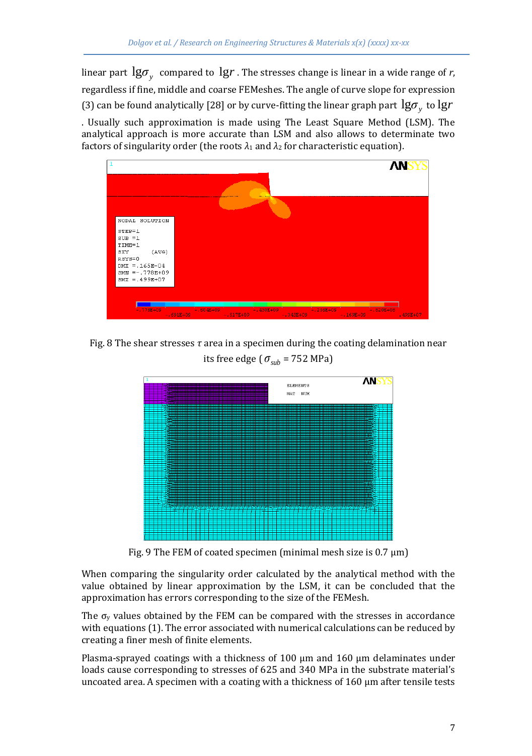linear part $\lg\sigma_y$ compared to $\lg r$. The stresses change is linear in a wide range of *r*, regardless if fine, middle and coarse FEMeshes. The angle of curve slope for expression (3) can be found analytically [28] or by curve-fitting the linear graph part $\lg\sigma_y$ to $\lg r$. Usually such approximation is made using The Least Square Method (LSM). The analytical approach is more accurate than LSM and also allows to determinate two factors of singularity order (the roots $\lambda_1$ and $\lambda_2$ for characteristic equation).

Fig. 8 The shear stresses $\tau$ area in a specimen during the coating delamination near its free edge ($\sigma_{sub}$ = 752 MPa)

Fig. 9 The FEM of coated specimen (minimal mesh size is 0.7 μm)

When comparing the singularity order calculated by the analytical method with the value obtained by linear approximation by the LSM, it can be concluded that the approximation has errors corresponding to the size of the FEMesh.

The $\sigma_y$ values obtained by the FEM can be compared with the stresses in accordance with equations (1). The error associated with numerical calculations can be reduced by creating a finer mesh of finite elements.

Plasma-sprayed coatings with a thickness of 100 μm and 160 μm delaminates under loads cause corresponding to stresses of 625 and 340 MPa in the substrate material's uncoated area. A specimen with a coating with a thickness of 160 μm after tensile tests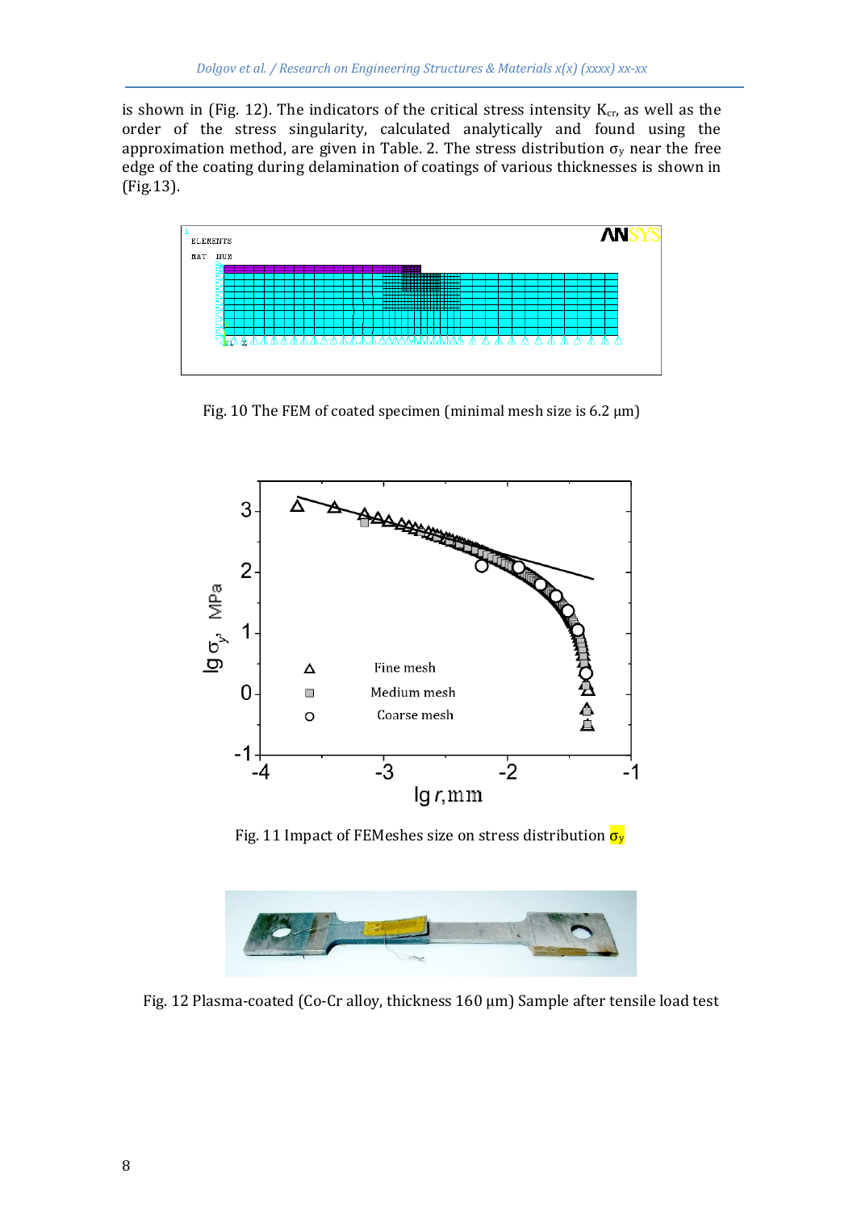is shown in (Fig. 12). The indicators of the critical stress intensity $K_{cr}$, as well as the order of the stress singularity, calculated analytically and found using the approximation method, are given in Table. 2. The stress distribution $\sigma_y$ near the free edge of the coating during delamination of coatings of various thicknesses is shown in (Fig.13).

Fig. 10 The FEM of coated specimen (minimal mesh size is 6.2 μm)

Fig. 11 Impact of FEMeshes size on stress distribution $\sigma_y$

Fig. 12 Plasma-coated (Co-Cr alloy, thickness 160 μm) Sample after tensile load test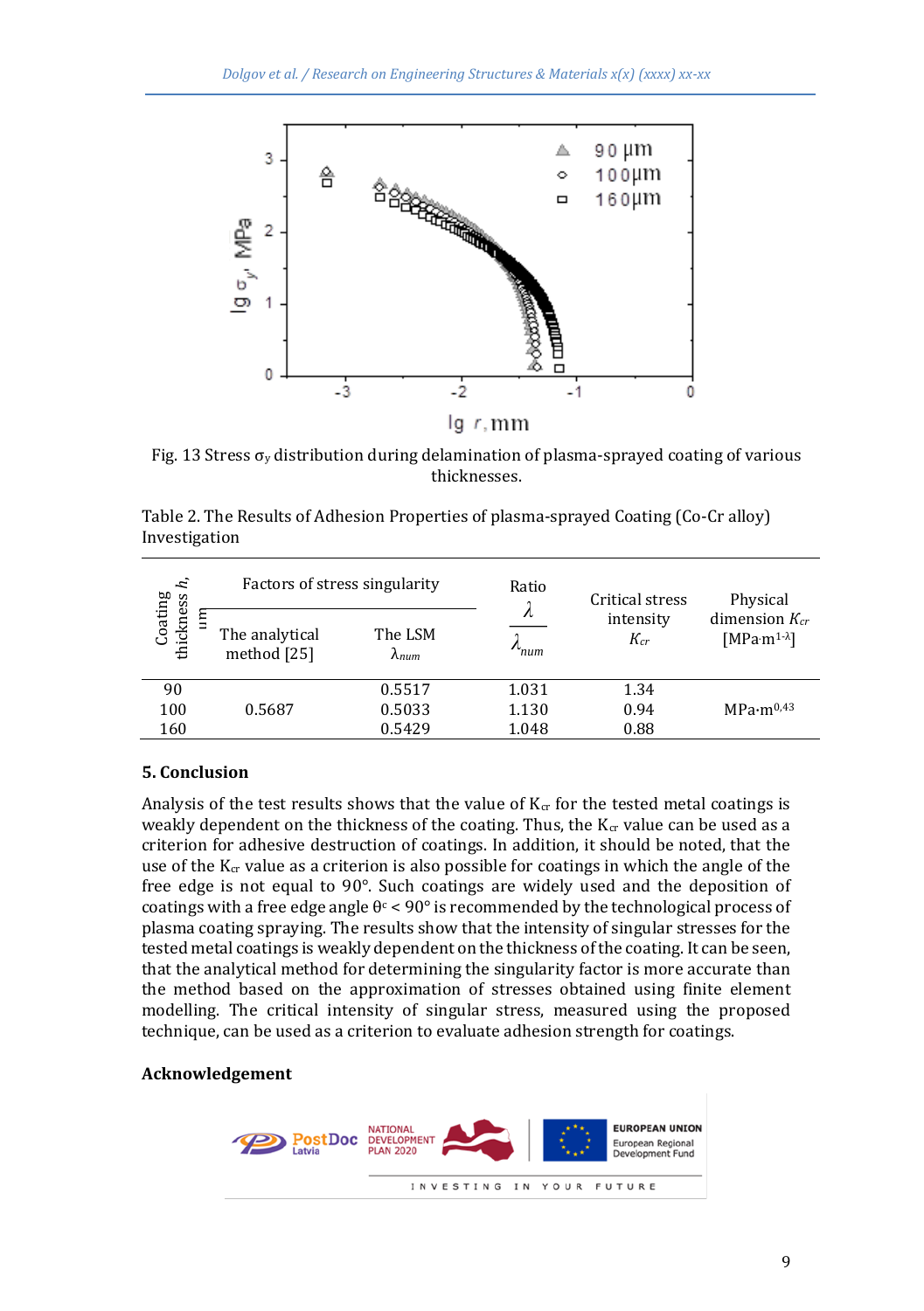Fig. 13 Stress $\sigma_y$ distribution during delamination of plasma-sprayed coating of various thicknesses.

Table 2. The Results of Adhesion Properties of plasma-sprayed Coating (Co-Cr alloy) Investigation

| Coating thickness *h*, μm | Factors of stress singularity | | Ratio $\frac{\lambda}{\lambda_{num}}$ | Critical stress intensity $K_{cr}$ | Physical dimension $K_{cr}$ [$MPa{\cdot}m^{1-\lambda}$] |
|---|---|---|---|---|---|
| | The analytical method [25] | The LSM $\lambda_{num}$ | | | |
| 90 | | 0.5517 | 1.031 | 1.34 | |
| 100 | 0.5687 | 0.5033 | 1.130 | 0.94 | $MPa{\cdot}m^{0,43}$ |
| 160 | | 0.5429 | 1.048 | 0.88 | |

## 5. Conclusion

Analysis of the test results shows that the value of $K_{cr}$ for the tested metal coatings is weakly dependent on the thickness of the coating. Thus, the $K_{cr}$ value can be used as a criterion for adhesive destruction of coatings. In addition, it should be noted, that the use of the $K_{cr}$ value as a criterion is also possible for coatings in which the angle of the free edge is not equal to 90°. Such coatings are widely used and the deposition of coatings with a free edge angle $\theta^c < 90°$ is recommended by the technological process of plasma coating spraying. The results show that the intensity of singular stresses for the tested metal coatings is weakly dependent on the thickness of the coating. It can be seen, that the analytical method for determining the singularity factor is more accurate than the method based on the approximation of stresses obtained using finite element modelling. The critical intensity of singular stress, measured using the proposed technique, can be used as a criterion to evaluate adhesion strength for coatings.

## Acknowledgement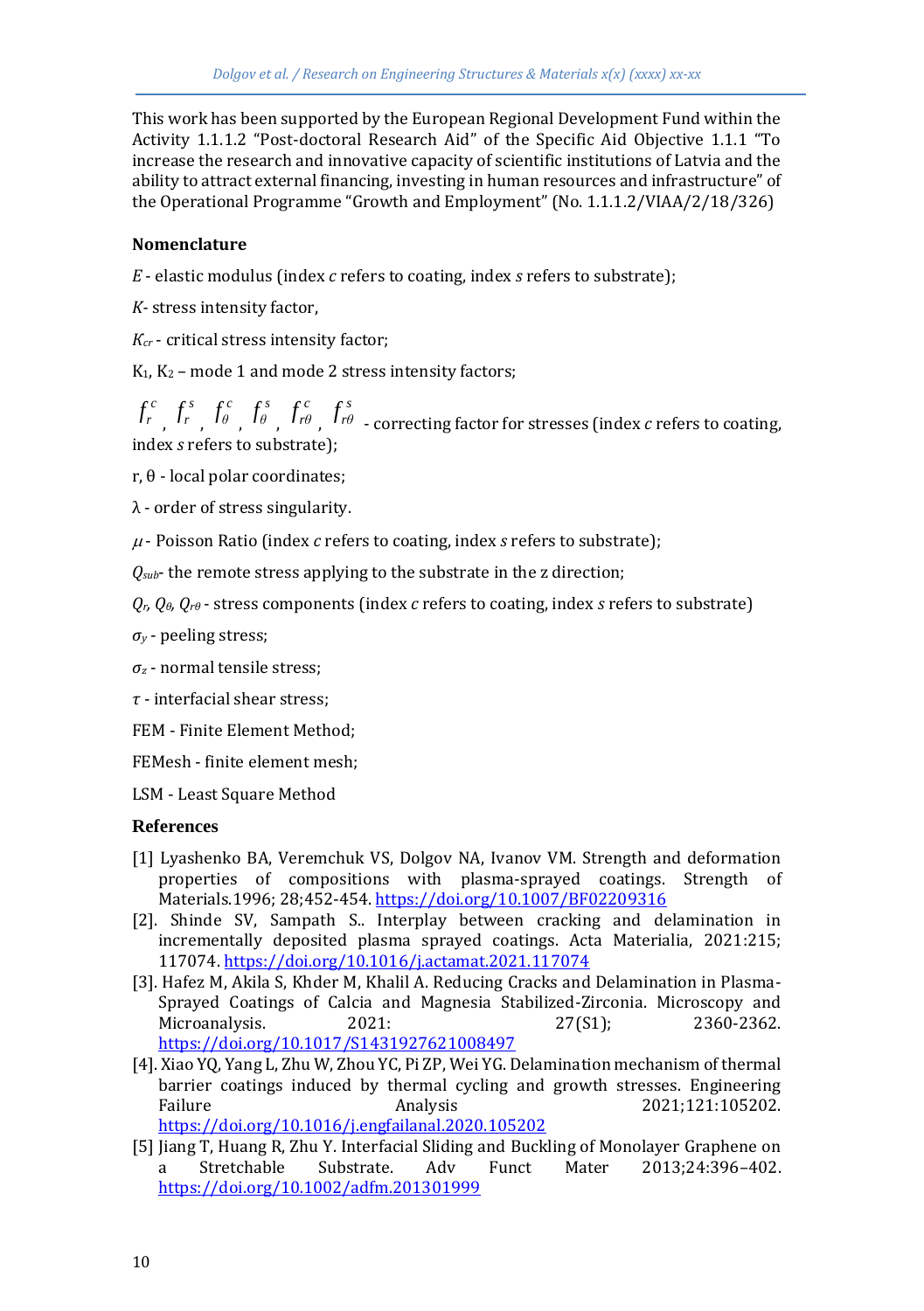This work has been supported by the European Regional Development Fund within the Activity 1.1.1.2 "Post-doctoral Research Aid" of the Specific Aid Objective 1.1.1 "To increase the research and innovative capacity of scientific institutions of Latvia and the ability to attract external financing, investing in human resources and infrastructure" of the Operational Programme "Growth and Employment" (No. 1.1.1.2/VIAA/2/18/326)

## Nomenclature

$E$ - elastic modulus (index $c$ refers to coating, index $s$ refers to substrate);

$K$- stress intensity factor,

$K_{cr}$ - critical stress intensity factor;

$K_1$, $K_2$ – mode 1 and mode 2 stress intensity factors;

$f_r^c$, $f_r^s$, $f_\theta^c$, $f_\theta^s$, $f_{r\theta}^c$, $f_{r\theta}^s$ - correcting factor for stresses (index $c$ refers to coating, index $s$ refers to substrate);

r, θ - local polar coordinates;

λ - order of stress singularity.

$\mu$ - Poisson Ratio (index $c$ refers to coating, index $s$ refers to substrate);

$Q_{sub}$- the remote stress applying to the substrate in the z direction;

$Q_r$, $Q_\theta$, $Q_{r\theta}$ - stress components (index $c$ refers to coating, index $s$ refers to substrate)

$\sigma_y$ - peeling stress;

$\sigma_z$ - normal tensile stress;

$\tau$ - interfacial shear stress;

FEM - Finite Element Method;

FEMesh - finite element mesh;

LSM - Least Square Method

## References

[1] Lyashenko BA, Veremchuk VS, Dolgov NA, Ivanov VM. Strength and deformation properties of compositions with plasma-sprayed coatings. Strength of Materials.1996; 28;452-454. https://doi.org/10.1007/BF02209316

[2]. Shinde SV, Sampath S.. Interplay between cracking and delamination in incrementally deposited plasma sprayed coatings. Acta Materialia, 2021:215; 117074. https://doi.org/10.1016/j.actamat.2021.117074

[3]. Hafez M, Akila S, Khder M, Khalil A. Reducing Cracks and Delamination in Plasma-Sprayed Coatings of Calcia and Magnesia Stabilized-Zirconia. Microscopy and Microanalysis. 2021: 27(S1); 2360-2362. https://doi.org/10.1017/S1431927621008497

[4]. Xiao YQ, Yang L, Zhu W, Zhou YC, Pi ZP, Wei YG. Delamination mechanism of thermal barrier coatings induced by thermal cycling and growth stresses. Engineering Failure Analysis 2021;121:105202. https://doi.org/10.1016/j.engfailanal.2020.105202

[5] Jiang T, Huang R, Zhu Y. Interfacial Sliding and Buckling of Monolayer Graphene on a Stretchable Substrate. Adv Funct Mater 2013;24:396–402. https://doi.org/10.1002/adfm.201301999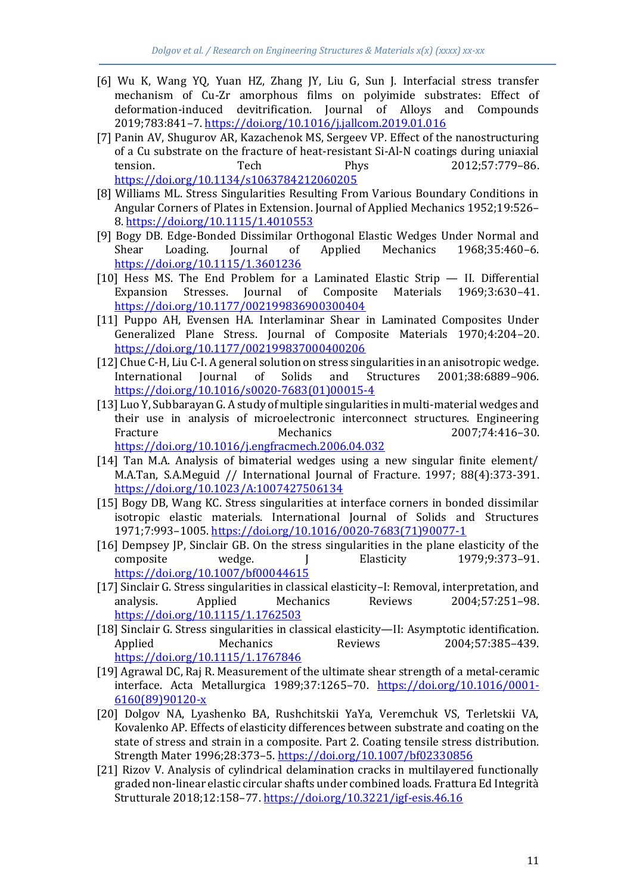[6] Wu K, Wang YQ, Yuan HZ, Zhang JY, Liu G, Sun J. Interfacial stress transfer mechanism of Cu-Zr amorphous films on polyimide substrates: Effect of deformation-induced devitrification. Journal of Alloys and Compounds 2019;783:841–7. https://doi.org/10.1016/j.jallcom.2019.01.016

[7] Panin AV, Shugurov AR, Kazachenok MS, Sergeev VP. Effect of the nanostructuring of a Cu substrate on the fracture of heat-resistant Si-Al-N coatings during uniaxial tension. Tech Phys 2012;57:779–86. https://doi.org/10.1134/s1063784212060205

[8] Williams ML. Stress Singularities Resulting From Various Boundary Conditions in Angular Corners of Plates in Extension. Journal of Applied Mechanics 1952;19:526–8. https://doi.org/10.1115/1.4010553

[9] Bogy DB. Edge-Bonded Dissimilar Orthogonal Elastic Wedges Under Normal and Shear Loading. Journal of Applied Mechanics 1968;35:460–6. https://doi.org/10.1115/1.3601236

[10] Hess MS. The End Problem for a Laminated Elastic Strip — II. Differential Expansion Stresses. Journal of Composite Materials 1969;3:630–41. https://doi.org/10.1177/002199836900300404

[11] Puppo AH, Evensen HA. Interlaminar Shear in Laminated Composites Under Generalized Plane Stress. Journal of Composite Materials 1970;4:204–20. https://doi.org/10.1177/002199837000400206

[12] Chue C-H, Liu C-I. A general solution on stress singularities in an anisotropic wedge. International Journal of Solids and Structures 2001;38:6889–906. https://doi.org/10.1016/s0020-7683(01)00015-4

[13] Luo Y, Subbarayan G. A study of multiple singularities in multi-material wedges and their use in analysis of microelectronic interconnect structures. Engineering Fracture Mechanics 2007;74:416–30. https://doi.org/10.1016/j.engfracmech.2006.04.032

[14] Tan M.A. Analysis of bimaterial wedges using a new singular finite element/ M.A.Tan, S.A.Meguid // International Journal of Fracture. 1997; 88(4):373-391. https://doi.org/10.1023/A:1007427506134

[15] Bogy DB, Wang KC. Stress singularities at interface corners in bonded dissimilar isotropic elastic materials. International Journal of Solids and Structures 1971;7:993–1005. https://doi.org/10.1016/0020-7683(71)90077-1

[16] Dempsey JP, Sinclair GB. On the stress singularities in the plane elasticity of the composite wedge. J Elasticity 1979;9:373–91. https://doi.org/10.1007/bf00044615

[17] Sinclair G. Stress singularities in classical elasticity–I: Removal, interpretation, and analysis. Applied Mechanics Reviews 2004;57:251–98. https://doi.org/10.1115/1.1762503

[18] Sinclair G. Stress singularities in classical elasticity—II: Asymptotic identification. Applied Mechanics Reviews 2004;57:385–439. https://doi.org/10.1115/1.1767846

[19] Agrawal DC, Raj R. Measurement of the ultimate shear strength of a metal-ceramic interface. Acta Metallurgica 1989;37:1265–70. https://doi.org/10.1016/0001-6160(89)90120-x

[20] Dolgov NA, Lyashenko BA, Rushchitskii YaYa, Veremchuk VS, Terletskii VA, Kovalenko AP. Effects of elasticity differences between substrate and coating on the state of stress and strain in a composite. Part 2. Coating tensile stress distribution. Strength Mater 1996;28:373–5. https://doi.org/10.1007/bf02330856

[21] Rizov V. Analysis of cylindrical delamination cracks in multilayered functionally graded non-linear elastic circular shafts under combined loads. Frattura Ed Integrità Strutturale 2018;12:158–77. https://doi.org/10.3221/igf-esis.46.16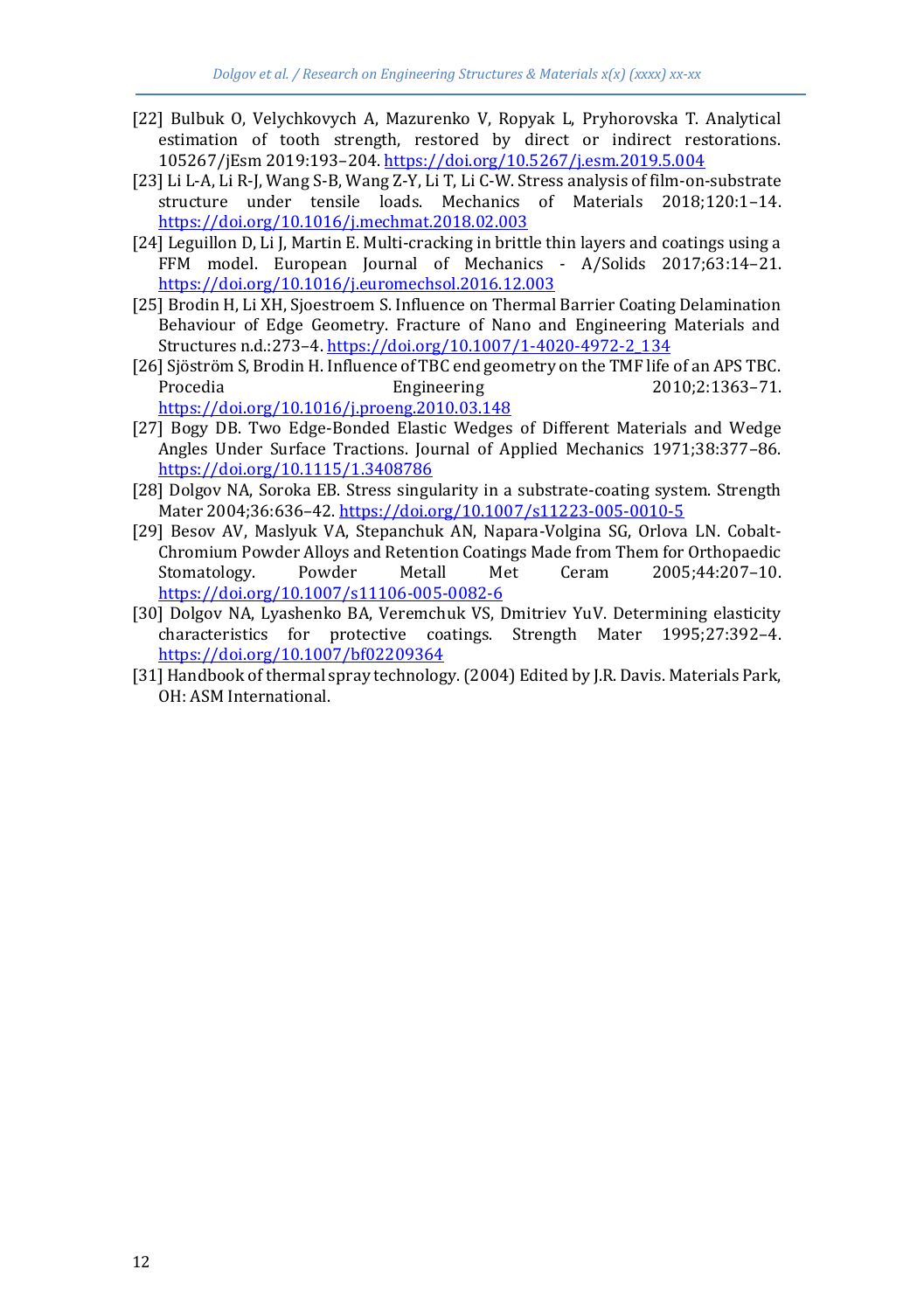[22] Bulbuk O, Velychkovych A, Mazurenko V, Ropyak L, Pryhorovska T. Analytical estimation of tooth strength, restored by direct or indirect restorations. 105267/jEsm 2019:193–204. https://doi.org/10.5267/j.esm.2019.5.004

[23] Li L-A, Li R-J, Wang S-B, Wang Z-Y, Li T, Li C-W. Stress analysis of film-on-substrate structure under tensile loads. Mechanics of Materials 2018;120:1–14. https://doi.org/10.1016/j.mechmat.2018.02.003

[24] Leguillon D, Li J, Martin E. Multi-cracking in brittle thin layers and coatings using a FFM model. European Journal of Mechanics - A/Solids 2017;63:14–21. https://doi.org/10.1016/j.euromechsol.2016.12.003

[25] Brodin H, Li XH, Sjoestroem S. Influence on Thermal Barrier Coating Delamination Behaviour of Edge Geometry. Fracture of Nano and Engineering Materials and Structures n.d.:273–4. https://doi.org/10.1007/1-4020-4972-2_134

[26] Sjöström S, Brodin H. Influence of TBC end geometry on the TMF life of an APS TBC. Procedia Engineering 2010;2:1363–71. https://doi.org/10.1016/j.proeng.2010.03.148

[27] Bogy DB. Two Edge-Bonded Elastic Wedges of Different Materials and Wedge Angles Under Surface Tractions. Journal of Applied Mechanics 1971;38:377–86. https://doi.org/10.1115/1.3408786

[28] Dolgov NA, Soroka EB. Stress singularity in a substrate-coating system. Strength Mater 2004;36:636–42. https://doi.org/10.1007/s11223-005-0010-5

[29] Besov AV, Maslyuk VA, Stepanchuk AN, Napara-Volgina SG, Orlova LN. Cobalt-Chromium Powder Alloys and Retention Coatings Made from Them for Orthopaedic Stomatology. Powder Metall Met Ceram 2005;44:207–10. https://doi.org/10.1007/s11106-005-0082-6

[30] Dolgov NA, Lyashenko BA, Veremchuk VS, Dmitriev YuV. Determining elasticity characteristics for protective coatings. Strength Mater 1995;27:392–4. https://doi.org/10.1007/bf02209364

[31] Handbook of thermal spray technology. (2004) Edited by J.R. Davis. Materials Park, OH: ASM International.